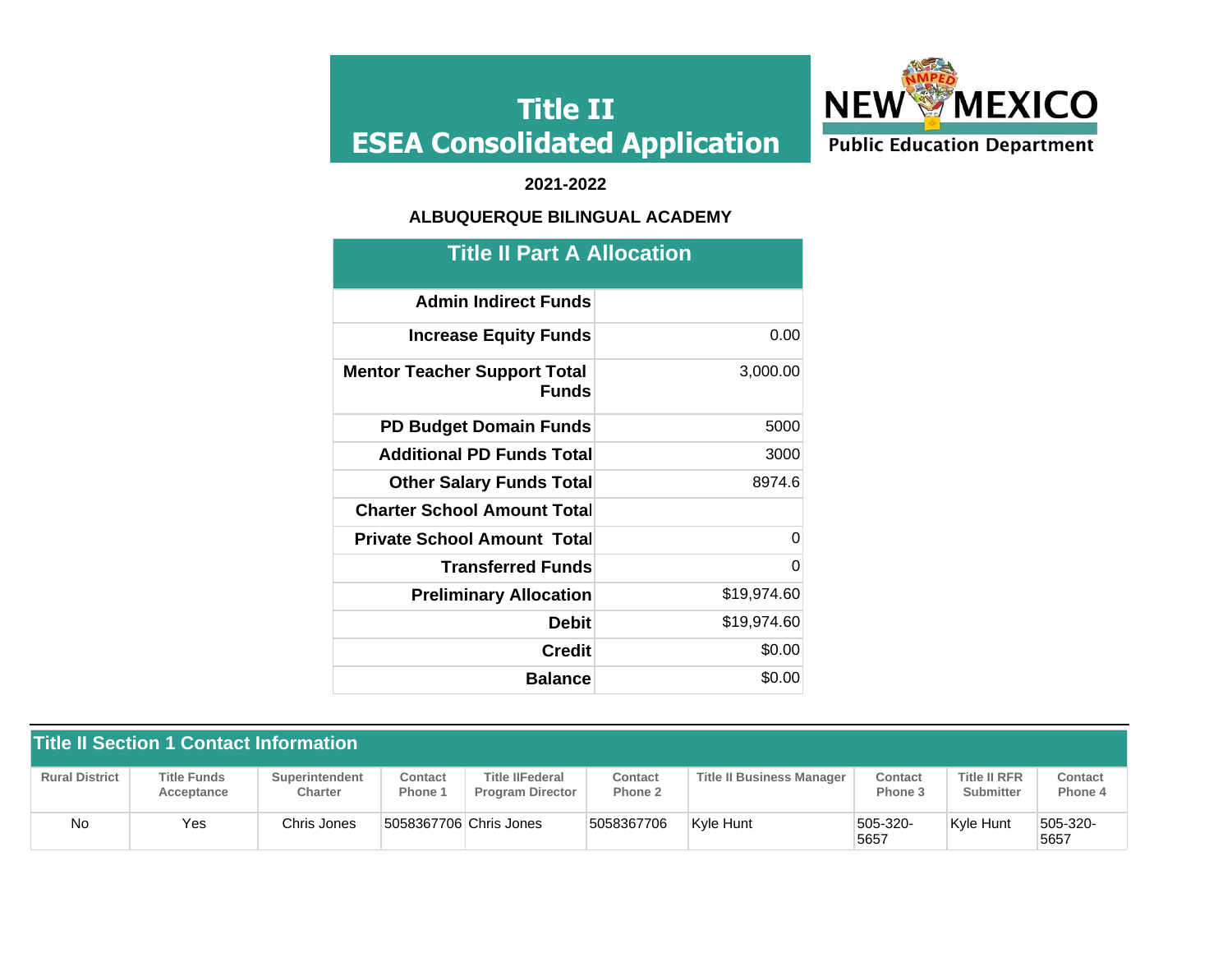# Title II
# ESEA Consolidated Application

**NEW MEXICO Public Education Department**

**2021-2022**

**ALBUQUERQUE BILINGUAL ACADEMY**

## Title II Part A Allocation

| | |
|---|---|
| **Admin Indirect Funds** | |
| **Increase Equity Funds** | 0.00 |
| **Mentor Teacher Support Total Funds** | 3,000.00 |
| **PD Budget Domain Funds** | 5000 |
| **Additional PD Funds Total** | 3000 |
| **Other Salary Funds Total** | 8974.6 |
| **Charter School Amount Total** | |
| **Private School Amount Total** | 0 |
| **Transferred Funds** | 0 |
| **Preliminary Allocation** | $19,974.60 |
| **Debit** | $19,974.60 |
| **Credit** | $0.00 |
| **Balance** | $0.00 |

## Title II Section 1 Contact Information

| Rural District | Title Funds Acceptance | Superintendent Charter | Contact Phone 1 | Title IIFederal Program Director | Contact Phone 2 | Title II Business Manager | Contact Phone 3 | Title II RFR Submitter | Contact Phone 4 |
|---|---|---|---|---|---|---|---|---|---|
| No | Yes | Chris Jones | 5058367706 | Chris Jones | 5058367706 | Kyle Hunt | 505-320-5657 | Kyle Hunt | 505-320-5657 |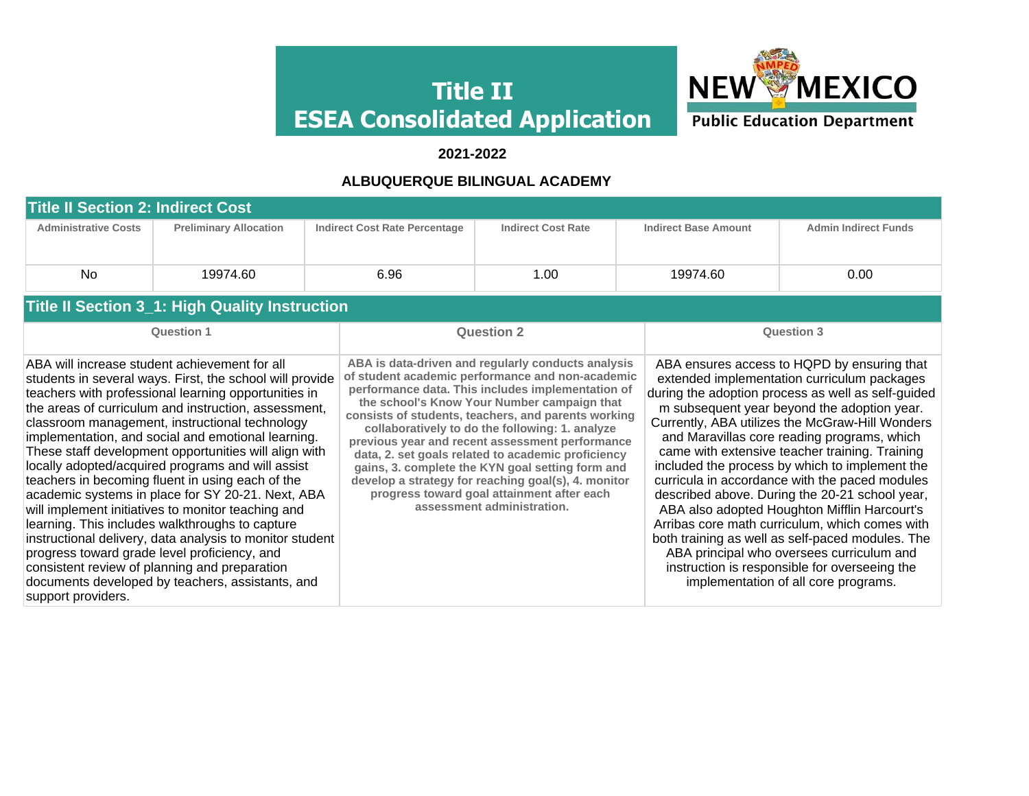# Title II
# ESEA Consolidated Application

**2021-2022**

**ALBUQUERQUE BILINGUAL ACADEMY**

## Title II Section 2: Indirect Cost

| Administrative Costs | Preliminary Allocation | Indirect Cost Rate Percentage | Indirect Cost Rate | Indirect Base Amount | Admin Indirect Funds |
|---|---|---|---|---|---|
| No | 19974.60 | 6.96 | 1.00 | 19974.60 | 0.00 |

## Title II Section 3_1: High Quality Instruction

| Question 1 | Question 2 | Question 3 |
|---|---|---|
| ABA will increase student achievement for all students in several ways. First, the school will provide teachers with professional learning opportunities in the areas of curriculum and instruction, assessment, classroom management, instructional technology implementation, and social and emotional learning. These staff development opportunities will align with locally adopted/acquired programs and will assist teachers in becoming fluent in using each of the academic systems in place for SY 20-21. Next, ABA will implement initiatives to monitor teaching and learning. This includes walkthroughs to capture instructional delivery, data analysis to monitor student progress toward grade level proficiency, and consistent review of planning and preparation documents developed by teachers, assistants, and support providers. | **ABA is data-driven and regularly conducts analysis of student academic performance and non-academic performance data. This includes implementation of the school's Know Your Number campaign that consists of students, teachers, and parents working collaboratively to do the following: 1. analyze previous year and recent assessment performance data, 2. set goals related to academic proficiency gains, 3. complete the KYN goal setting form and develop a strategy for reaching goal(s), 4. monitor progress toward goal attainment after each assessment administration.** | ABA ensures access to HQPD by ensuring that extended implementation curriculum packages during the adoption process as well as self-guided m subsequent year beyond the adoption year. Currently, ABA utilizes the McGraw-Hill Wonders and Maravillas core reading programs, which came with extensive teacher training. Training included the process by which to implement the curricula in accordance with the paced modules described above. During the 20-21 school year, ABA also adopted Houghton Mifflin Harcourt's Arribas core math curriculum, which comes with both training as well as self-paced modules. The ABA principal who oversees curriculum and instruction is responsible for overseeing the implementation of all core programs. |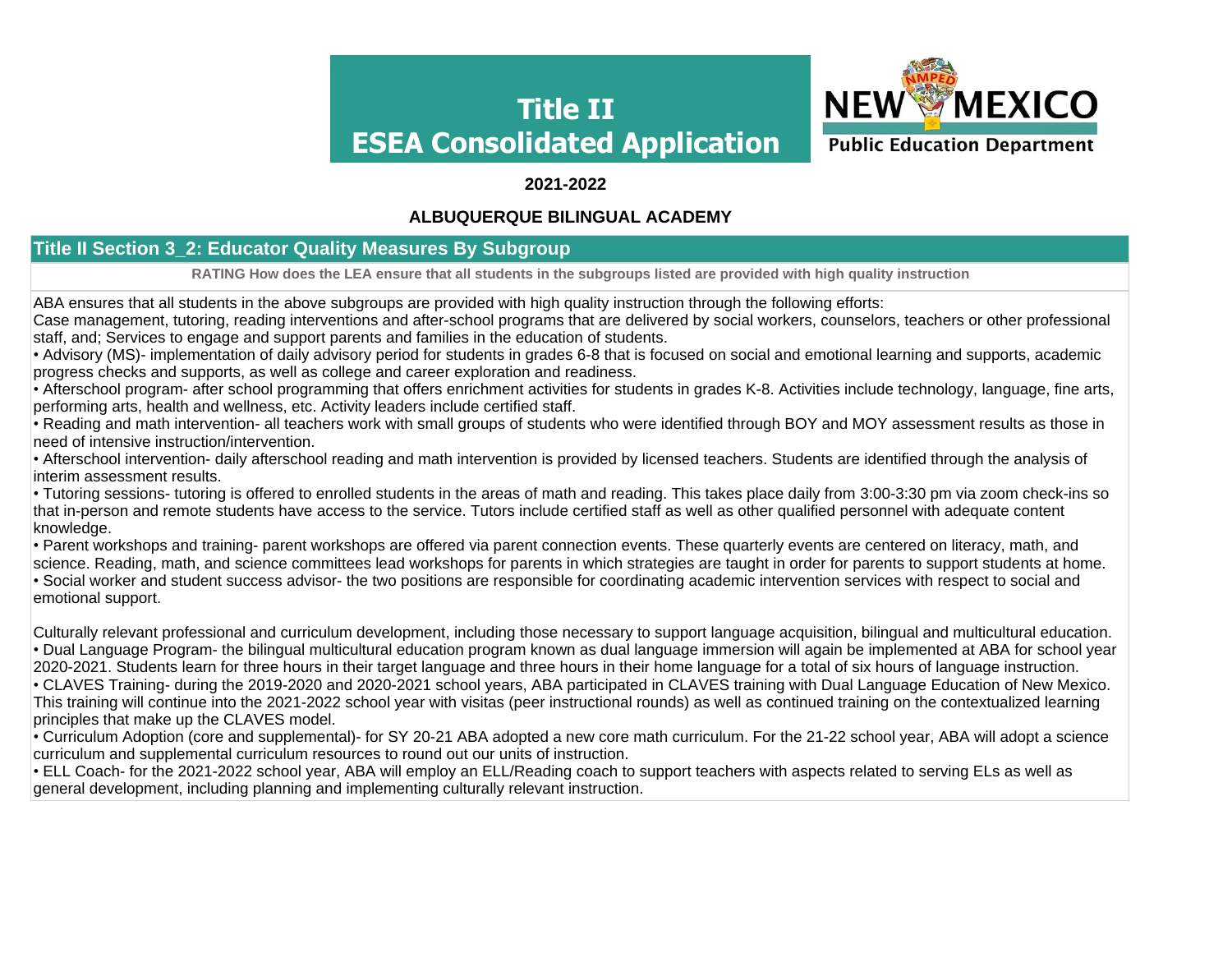# Title II ESEA Consolidated Application

**2021-2022**

**ALBUQUERQUE BILINGUAL ACADEMY**

## Title II Section 3_2: Educator Quality Measures By Subgroup

**RATING How does the LEA ensure that all students in the subgroups listed are provided with high quality instruction**

ABA ensures that all students in the above subgroups are provided with high quality instruction through the following efforts:
Case management, tutoring, reading interventions and after-school programs that are delivered by social workers, counselors, teachers or other professional staff, and; Services to engage and support parents and families in the education of students.

• Advisory (MS)- implementation of daily advisory period for students in grades 6-8 that is focused on social and emotional learning and supports, academic progress checks and supports, as well as college and career exploration and readiness.
• Afterschool program- after school programming that offers enrichment activities for students in grades K-8. Activities include technology, language, fine arts, performing arts, health and wellness, etc. Activity leaders include certified staff.
• Reading and math intervention- all teachers work with small groups of students who were identified through BOY and MOY assessment results as those in need of intensive instruction/intervention.
• Afterschool intervention- daily afterschool reading and math intervention is provided by licensed teachers. Students are identified through the analysis of interim assessment results.
• Tutoring sessions- tutoring is offered to enrolled students in the areas of math and reading. This takes place daily from 3:00-3:30 pm via zoom check-ins so that in-person and remote students have access to the service. Tutors include certified staff as well as other qualified personnel with adequate content knowledge.
• Parent workshops and training- parent workshops are offered via parent connection events. These quarterly events are centered on literacy, math, and science. Reading, math, and science committees lead workshops for parents in which strategies are taught in order for parents to support students at home.
• Social worker and student success advisor- the two positions are responsible for coordinating academic intervention services with respect to social and emotional support.

Culturally relevant professional and curriculum development, including those necessary to support language acquisition, bilingual and multicultural education.
• Dual Language Program- the bilingual multicultural education program known as dual language immersion will again be implemented at ABA for school year 2020-2021. Students learn for three hours in their target language and three hours in their home language for a total of six hours of language instruction.
• CLAVES Training- during the 2019-2020 and 2020-2021 school years, ABA participated in CLAVES training with Dual Language Education of New Mexico. This training will continue into the 2021-2022 school year with visitas (peer instructional rounds) as well as continued training on the contextualized learning principles that make up the CLAVES model.
• Curriculum Adoption (core and supplemental)- for SY 20-21 ABA adopted a new core math curriculum. For the 21-22 school year, ABA will adopt a science curriculum and supplemental curriculum resources to round out our units of instruction.
• ELL Coach- for the 2021-2022 school year, ABA will employ an ELL/Reading coach to support teachers with aspects related to serving ELs as well as general development, including planning and implementing culturally relevant instruction.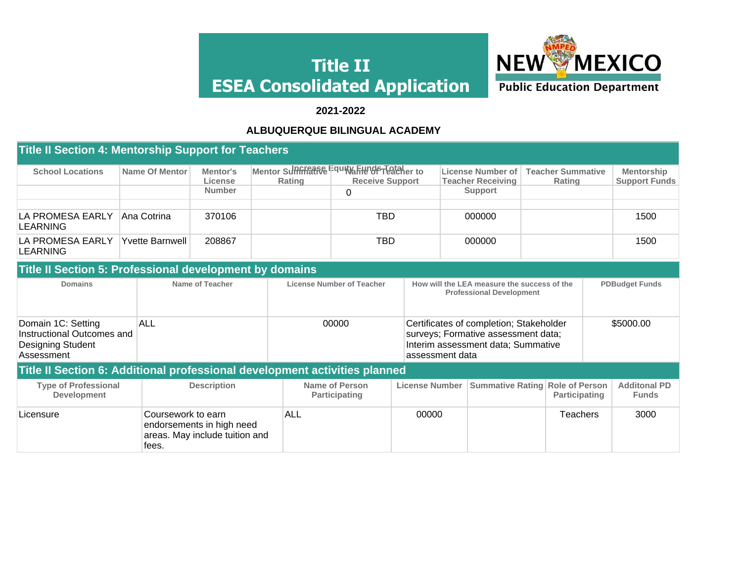# Title II ESEA Consolidated Application

**2021-2022**

**ALBUQUERQUE BILINGUAL ACADEMY**

## Title II Section 4: Mentorship Support for Teachers

| School Locations | Name Of Mentor | Mentor's License Number | Mentor Summative Rating | Name of Teacher to Receive Support | License Number of Teacher Receiving Support | Teacher Summative Rating | Mentorship Support Funds |
|---|---|---|---|---|---|---|---|
| | | | | Increase Equity Funds Total 0 | | | |
| LA PROMESA EARLY LEARNING | Ana Cotrina | 370106 | | TBD | 000000 | | 1500 |
| LA PROMESA EARLY LEARNING | Yvette Barnwell | 208867 | | TBD | 000000 | | 1500 |

## Title II Section 5: Professional development by domains

| Domains | Name of Teacher | License Number of Teacher | How will the LEA measure the success of the Professional Development | PDBudget Funds |
|---|---|---|---|---|
| Domain 1C: Setting Instructional Outcomes and Designing Student Assessment | ALL | 00000 | Certificates of completion; Stakeholder surveys; Formative assessment data; Interim assessment data; Summative assessment data | $5000.00 |

## Title II Section 6: Additional professional development activities planned

| Type of Professional Development | Description | Name of Person Participating | License Number | Summative Rating | Role of Person Participating | Additonal PD Funds |
|---|---|---|---|---|---|---|
| Licensure | Coursework to earn endorsements in high need areas. May include tuition and fees. | ALL | 00000 | | Teachers | 3000 |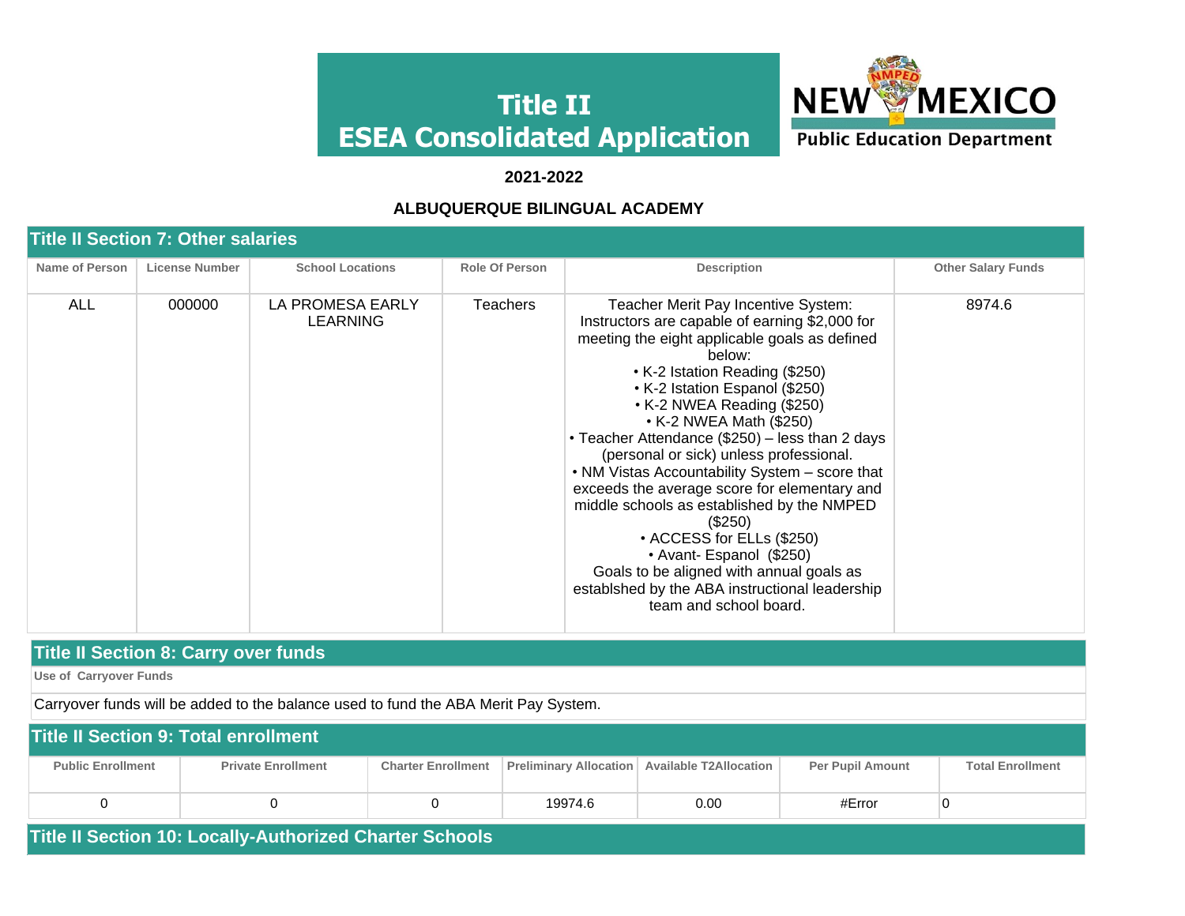# Title II
# ESEA Consolidated Application

**2021-2022**

**ALBUQUERQUE BILINGUAL ACADEMY**

## Title II Section 7: Other salaries

| Name of Person | License Number | School Locations | Role Of Person | Description | Other Salary Funds |
|---|---|---|---|---|---|
| ALL | 000000 | LA PROMESA EARLY LEARNING | Teachers | Teacher Merit Pay Incentive System: Instructors are capable of earning $2,000 for meeting the eight applicable goals as defined below: • K-2 Istation Reading ($250) • K-2 Istation Espanol ($250) • K-2 NWEA Reading ($250) • K-2 NWEA Math ($250) • Teacher Attendance ($250) – less than 2 days (personal or sick) unless professional. • NM Vistas Accountability System – score that exceeds the average score for elementary and middle schools as established by the NMPED ($250) • ACCESS for ELLs ($250) • Avant- Espanol ($250) Goals to be aligned with annual goals as establshed by the ABA instructional leadership team and school board. | 8974.6 |

## Title II Section 8: Carry over funds

**Use of Carryover Funds**

Carryover funds will be added to the balance used to fund the ABA Merit Pay System.

## Title II Section 9: Total enrollment

| Public Enrollment | Private Enrollment | Charter Enrollment | Preliminary Allocation | Available T2Allocation | Per Pupil Amount | Total Enrollment |
|---|---|---|---|---|---|---|
| 0 | 0 | 0 | 19974.6 | 0.00 | #Error | 0 |

## Title II Section 10: Locally-Authorized Charter Schools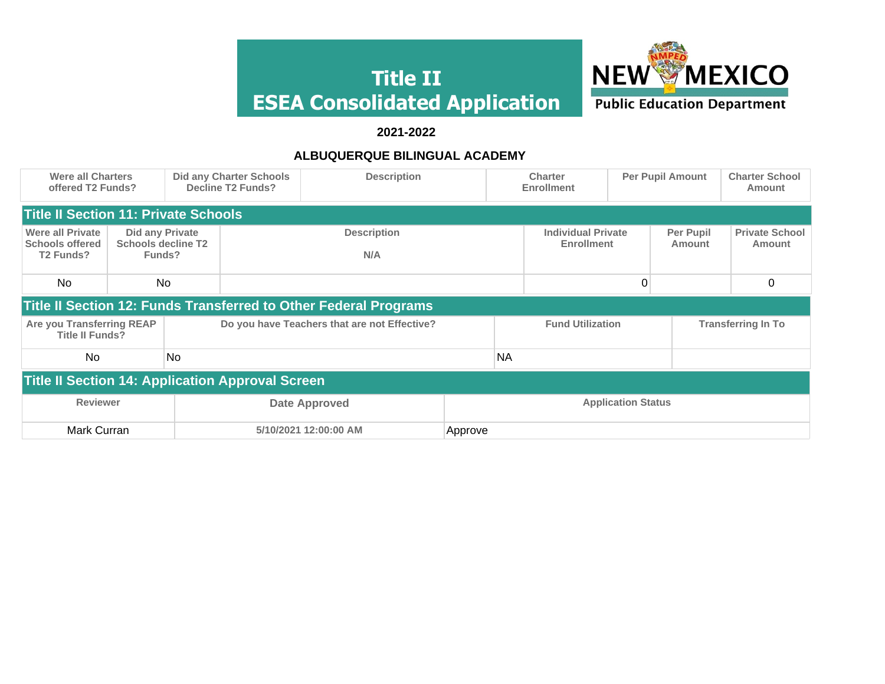# Title II
# ESEA Consolidated Application

**2021-2022**

**ALBUQUERQUE BILINGUAL ACADEMY**

| Were all Charters offered T2 Funds? | Did any Charter Schools Decline T2 Funds? | Description | Charter Enrollment | Per Pupil Amount | Charter School Amount |
|---|---|---|---|---|---|

## Title II Section 11: Private Schools

| Were all Private Schools offered T2 Funds? | Did any Private Schools decline T2 Funds? | Description<br>N/A | Individual Private Enrollment | Per Pupil Amount | Private School Amount |
|---|---|---|---|---|---|
| No | No | | 0 | | 0 |

## Title II Section 12: Funds Transferred to Other Federal Programs

| Are you Transferring REAP Title II Funds? | Do you have Teachers that are not Effective? | Fund Utilization | Transferring In To |
|---|---|---|---|
| No | No | NA | |

## Title II Section 14: Application Approval Screen

| Reviewer | Date Approved | Application Status |
|---|---|---|
| Mark Curran | 5/10/2021 12:00:00 AM | Approve |